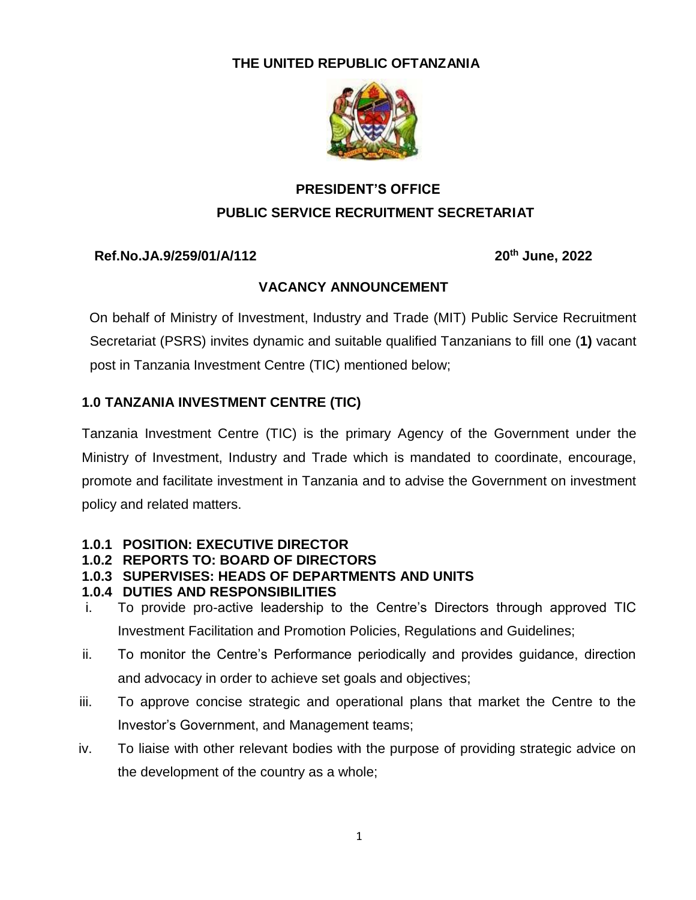**THE UNITED REPUBLIC OFTANZANIA**

**PRESIDENT'S OFFICE**

**PUBLIC SERVICE RECRUITMENT SECRETARIAT**

**Ref.No.JA.9/259/01/A/112** **20th June, 2022**

**VACANCY ANNOUNCEMENT**

On behalf of Ministry of Investment, Industry and Trade (MIT) Public Service Recruitment Secretariat (PSRS) invites dynamic and suitable qualified Tanzanians to fill one (**1)** vacant post in Tanzania Investment Centre (TIC) mentioned below;

## 1.0 TANZANIA INVESTMENT CENTRE (TIC)

Tanzania Investment Centre (TIC) is the primary Agency of the Government under the Ministry of Investment, Industry and Trade which is mandated to coordinate, encourage, promote and facilitate investment in Tanzania and to advise the Government on investment policy and related matters.

**1.0.1 POSITION: EXECUTIVE DIRECTOR**

**1.0.2 REPORTS TO: BOARD OF DIRECTORS**

**1.0.3 SUPERVISES: HEADS OF DEPARTMENTS AND UNITS**

**1.0.4 DUTIES AND RESPONSIBILITIES**

i. To provide pro-active leadership to the Centre's Directors through approved TIC Investment Facilitation and Promotion Policies, Regulations and Guidelines;

ii. To monitor the Centre's Performance periodically and provides guidance, direction and advocacy in order to achieve set goals and objectives;

iii. To approve concise strategic and operational plans that market the Centre to the Investor's Government, and Management teams;

iv. To liaise with other relevant bodies with the purpose of providing strategic advice on the development of the country as a whole;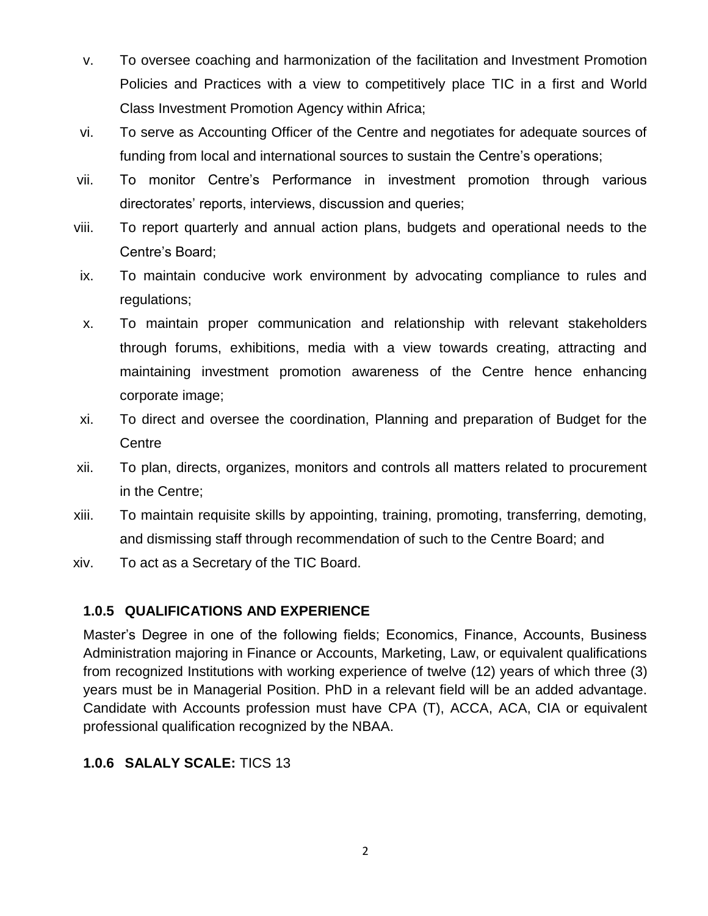v. To oversee coaching and harmonization of the facilitation and Investment Promotion Policies and Practices with a view to competitively place TIC in a first and World Class Investment Promotion Agency within Africa;

vi. To serve as Accounting Officer of the Centre and negotiates for adequate sources of funding from local and international sources to sustain the Centre's operations;

vii. To monitor Centre's Performance in investment promotion through various directorates' reports, interviews, discussion and queries;

viii. To report quarterly and annual action plans, budgets and operational needs to the Centre's Board;

ix. To maintain conducive work environment by advocating compliance to rules and regulations;

x. To maintain proper communication and relationship with relevant stakeholders through forums, exhibitions, media with a view towards creating, attracting and maintaining investment promotion awareness of the Centre hence enhancing corporate image;

xi. To direct and oversee the coordination, Planning and preparation of Budget for the Centre

xii. To plan, directs, organizes, monitors and controls all matters related to procurement in the Centre;

xiii. To maintain requisite skills by appointing, training, promoting, transferring, demoting, and dismissing staff through recommendation of such to the Centre Board; and

xiv. To act as a Secretary of the TIC Board.

### 1.0.5 QUALIFICATIONS AND EXPERIENCE

Master's Degree in one of the following fields; Economics, Finance, Accounts, Business Administration majoring in Finance or Accounts, Marketing, Law, or equivalent qualifications from recognized Institutions with working experience of twelve (12) years of which three (3) years must be in Managerial Position. PhD in a relevant field will be an added advantage. Candidate with Accounts profession must have CPA (T), ACCA, ACA, CIA or equivalent professional qualification recognized by the NBAA.

### 1.0.6 SALALY SCALE: TICS 13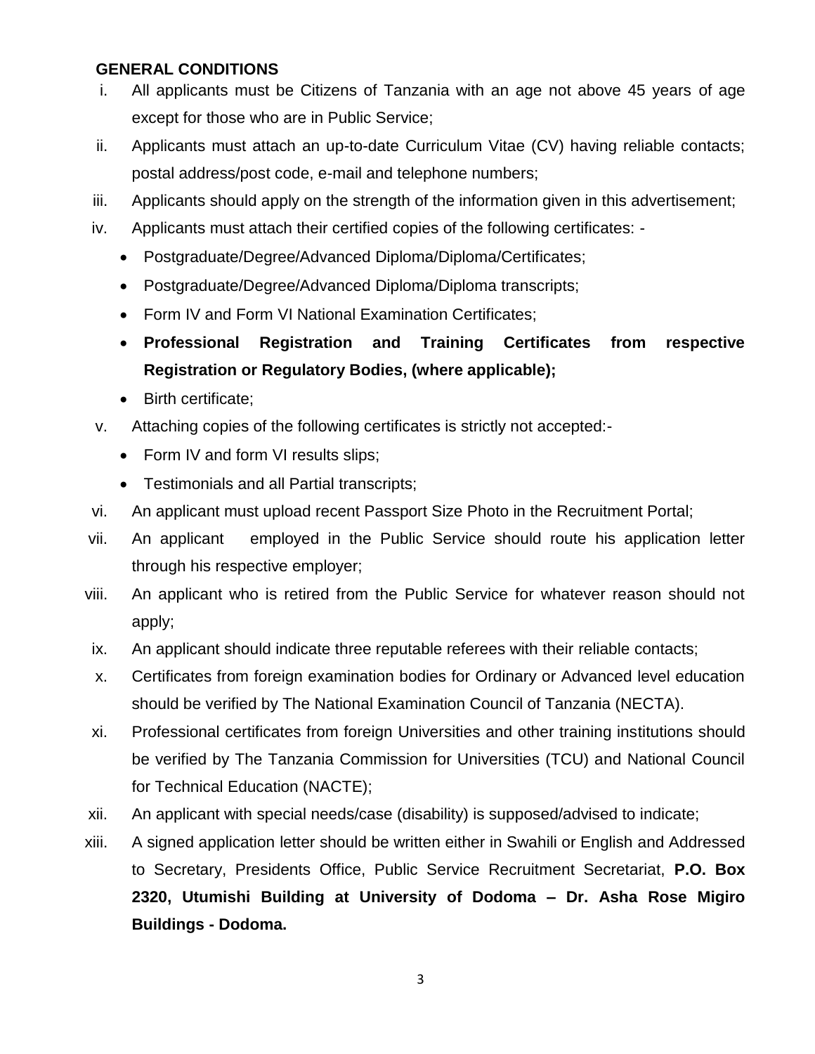**GENERAL CONDITIONS**

i. All applicants must be Citizens of Tanzania with an age not above 45 years of age except for those who are in Public Service;

ii. Applicants must attach an up-to-date Curriculum Vitae (CV) having reliable contacts; postal address/post code, e-mail and telephone numbers;

iii. Applicants should apply on the strength of the information given in this advertisement;

iv. Applicants must attach their certified copies of the following certificates: -
   - Postgraduate/Degree/Advanced Diploma/Diploma/Certificates;
   - Postgraduate/Degree/Advanced Diploma/Diploma transcripts;
   - Form IV and Form VI National Examination Certificates;
   - **Professional Registration and Training Certificates from respective Registration or Regulatory Bodies, (where applicable);**
   - Birth certificate;

v. Attaching copies of the following certificates is strictly not accepted:-
   - Form IV and form VI results slips;
   - Testimonials and all Partial transcripts;

vi. An applicant must upload recent Passport Size Photo in the Recruitment Portal;

vii. An applicant employed in the Public Service should route his application letter through his respective employer;

viii. An applicant who is retired from the Public Service for whatever reason should not apply;

ix. An applicant should indicate three reputable referees with their reliable contacts;

x. Certificates from foreign examination bodies for Ordinary or Advanced level education should be verified by The National Examination Council of Tanzania (NECTA).

xi. Professional certificates from foreign Universities and other training institutions should be verified by The Tanzania Commission for Universities (TCU) and National Council for Technical Education (NACTE);

xii. An applicant with special needs/case (disability) is supposed/advised to indicate;

xiii. A signed application letter should be written either in Swahili or English and Addressed to Secretary, Presidents Office, Public Service Recruitment Secretariat, **P.O. Box 2320, Utumishi Building at University of Dodoma – Dr. Asha Rose Migiro Buildings - Dodoma.**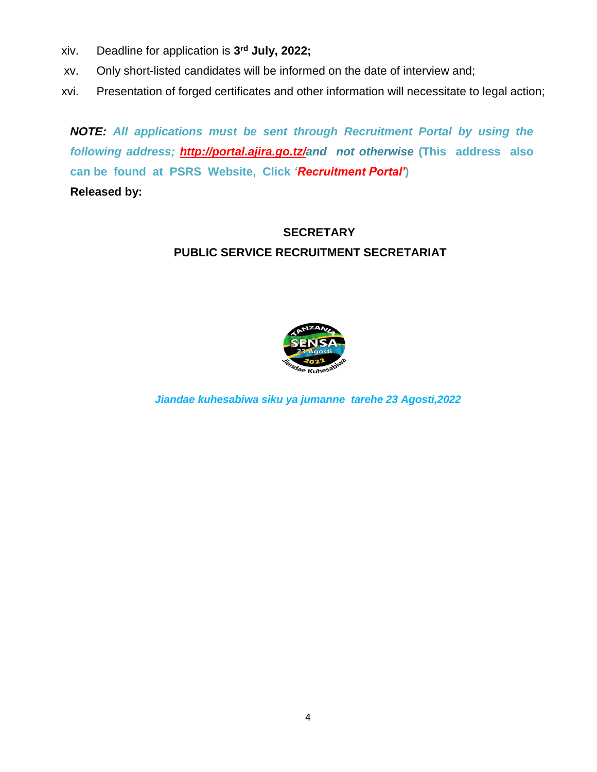xiv. Deadline for application is **3rd July, 2022;**

xv. Only short-listed candidates will be informed on the date of interview and;

xvi. Presentation of forged certificates and other information will necessitate to legal action;

***NOTE:*** ***All applications must be sent through Recruitment Portal by using the following address; http://portal.ajira.go.tz/and not otherwise*** **(This address also can be found at PSRS Website, Click '*Recruitment Portal'*)**

**Released by:**

**SECRETARY**

**PUBLIC SERVICE RECRUITMENT SECRETARIAT**

*Jiandae kuhesabiwa siku ya jumanne tarehe 23 Agosti,2022*